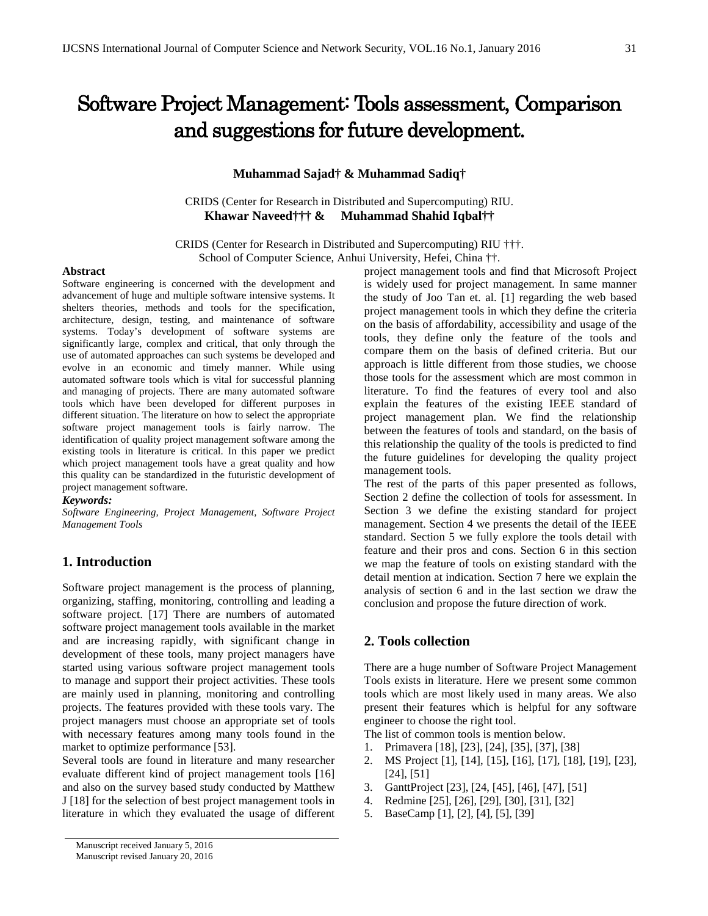# Software Project Management: Tools assessment, Comparison and suggestions for future development.

**Muhammad Sajad† & Muhammad Sadiq†**

CRIDS (Center for Research in Distributed and Supercomputing) RIU.

**Khawar Naveed††† & Muhammad Shahid Iqbal††**

CRIDS (Center for Research in Distributed and Supercomputing) RIU †††.
School of Computer Science, Anhui University, Hefei, China ††.

**Abstract**

Software engineering is concerned with the development and advancement of huge and multiple software intensive systems. It shelters theories, methods and tools for the specification, architecture, design, testing, and maintenance of software systems. Today's development of software systems are significantly large, complex and critical, that only through the use of automated approaches can such systems be developed and evolve in an economic and timely manner. While using automated software tools which is vital for successful planning and managing of projects. There are many automated software tools which have been developed for different purposes in different situation. The literature on how to select the appropriate software project management tools is fairly narrow. The identification of quality project management software among the existing tools in literature is critical. In this paper we predict which project management tools have a great quality and how this quality can be standardized in the futuristic development of project management software.

***Keywords:***

*Software Engineering, Project Management, Software Project Management Tools*

## 1. Introduction

Software project management is the process of planning, organizing, staffing, monitoring, controlling and leading a software project. [17] There are numbers of automated software project management tools available in the market and are increasing rapidly, with significant change in development of these tools, many project managers have started using various software project management tools to manage and support their project activities. These tools are mainly used in planning, monitoring and controlling projects. The features provided with these tools vary. The project managers must choose an appropriate set of tools with necessary features among many tools found in the market to optimize performance [53].

Several tools are found in literature and many researcher evaluate different kind of project management tools [16] and also on the survey based study conducted by Matthew J [18] for the selection of best project management tools in literature in which they evaluated the usage of different project management tools and find that Microsoft Project is widely used for project management. In same manner the study of Joo Tan et. al. [1] regarding the web based project management tools in which they define the criteria on the basis of affordability, accessibility and usage of the tools, they define only the feature of the tools and compare them on the basis of defined criteria. But our approach is little different from those studies, we choose those tools for the assessment which are most common in literature. To find the features of every tool and also explain the features of the existing IEEE standard of project management plan. We find the relationship between the features of tools and standard, on the basis of this relationship the quality of the tools is predicted to find the future guidelines for developing the quality project management tools.

The rest of the parts of this paper presented as follows, Section 2 define the collection of tools for assessment. In Section 3 we define the existing standard for project management. Section 4 we presents the detail of the IEEE standard. Section 5 we fully explore the tools detail with feature and their pros and cons. Section 6 in this section we map the feature of tools on existing standard with the detail mention at indication. Section 7 here we explain the analysis of section 6 and in the last section we draw the conclusion and propose the future direction of work.

## 2. Tools collection

There are a huge number of Software Project Management Tools exists in literature. Here we present some common tools which are most likely used in many areas. We also present their features which is helpful for any software engineer to choose the right tool.

The list of common tools is mention below.

1. Primavera [18], [23], [24], [35], [37], [38]
2. MS Project [1], [14], [15], [16], [17], [18], [19], [23], [24], [51]
3. GanttProject [23], [24, [45], [46], [47], [51]
4. Redmine [25], [26], [29], [30], [31], [32]
5. BaseCamp [1], [2], [4], [5], [39]

Manuscript received January 5, 2016
Manuscript revised January 20, 2016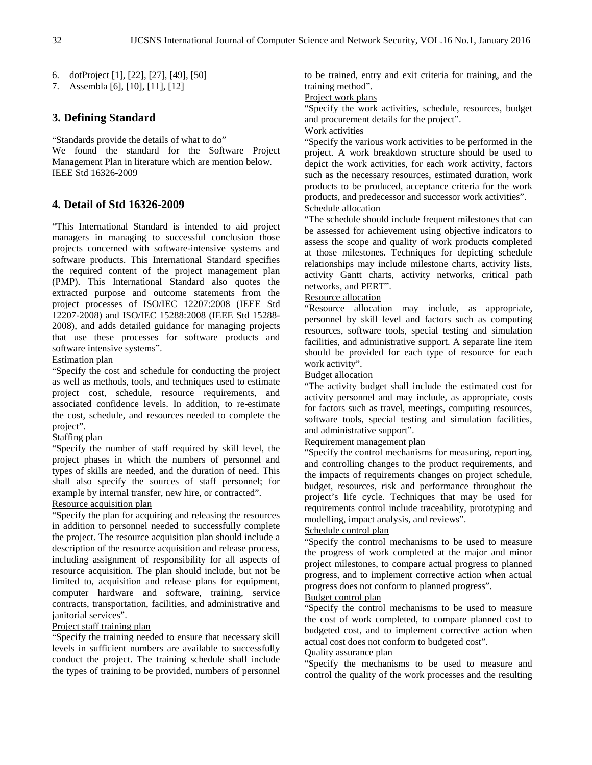6. dotProject [1], [22], [27], [49], [50]
7. Assembla [6], [10], [11], [12]

## 3. Defining Standard

"Standards provide the details of what to do"

We found the standard for the Software Project Management Plan in literature which are mention below.

IEEE Std 16326-2009

## 4. Detail of Std 16326-2009

"This International Standard is intended to aid project managers in managing to successful conclusion those projects concerned with software-intensive systems and software products. This International Standard specifies the required content of the project management plan (PMP). This International Standard also quotes the extracted purpose and outcome statements from the project processes of ISO/IEC 12207:2008 (IEEE Std 12207-2008) and ISO/IEC 15288:2008 (IEEE Std 15288-2008), and adds detailed guidance for managing projects that use these processes for software products and software intensive systems".

Estimation plan

"Specify the cost and schedule for conducting the project as well as methods, tools, and techniques used to estimate project cost, schedule, resource requirements, and associated confidence levels. In addition, to re-estimate the cost, schedule, and resources needed to complete the project".

Staffing plan

"Specify the number of staff required by skill level, the project phases in which the numbers of personnel and types of skills are needed, and the duration of need. This shall also specify the sources of staff personnel; for example by internal transfer, new hire, or contracted".

Resource acquisition plan

"Specify the plan for acquiring and releasing the resources in addition to personnel needed to successfully complete the project. The resource acquisition plan should include a description of the resource acquisition and release process, including assignment of responsibility for all aspects of resource acquisition. The plan should include, but not be limited to, acquisition and release plans for equipment, computer hardware and software, training, service contracts, transportation, facilities, and administrative and janitorial services".

Project staff training plan

"Specify the training needed to ensure that necessary skill levels in sufficient numbers are available to successfully conduct the project. The training schedule shall include the types of training to be provided, numbers of personnel to be trained, entry and exit criteria for training, and the training method".

Project work plans

"Specify the work activities, schedule, resources, budget and procurement details for the project".

Work activities

"Specify the various work activities to be performed in the project. A work breakdown structure should be used to depict the work activities, for each work activity, factors such as the necessary resources, estimated duration, work products to be produced, acceptance criteria for the work products, and predecessor and successor work activities".

Schedule allocation

"The schedule should include frequent milestones that can be assessed for achievement using objective indicators to assess the scope and quality of work products completed at those milestones. Techniques for depicting schedule relationships may include milestone charts, activity lists, activity Gantt charts, activity networks, critical path networks, and PERT".

Resource allocation

"Resource allocation may include, as appropriate, personnel by skill level and factors such as computing resources, software tools, special testing and simulation facilities, and administrative support. A separate line item should be provided for each type of resource for each work activity".

Budget allocation

"The activity budget shall include the estimated cost for activity personnel and may include, as appropriate, costs for factors such as travel, meetings, computing resources, software tools, special testing and simulation facilities, and administrative support".

Requirement management plan

"Specify the control mechanisms for measuring, reporting, and controlling changes to the product requirements, and the impacts of requirements changes on project schedule, budget, resources, risk and performance throughout the project's life cycle. Techniques that may be used for requirements control include traceability, prototyping and modelling, impact analysis, and reviews".

Schedule control plan

"Specify the control mechanisms to be used to measure the progress of work completed at the major and minor project milestones, to compare actual progress to planned progress, and to implement corrective action when actual progress does not conform to planned progress".

Budget control plan

"Specify the control mechanisms to be used to measure the cost of work completed, to compare planned cost to budgeted cost, and to implement corrective action when actual cost does not conform to budgeted cost".

Quality assurance plan

"Specify the mechanisms to be used to measure and control the quality of the work processes and the resulting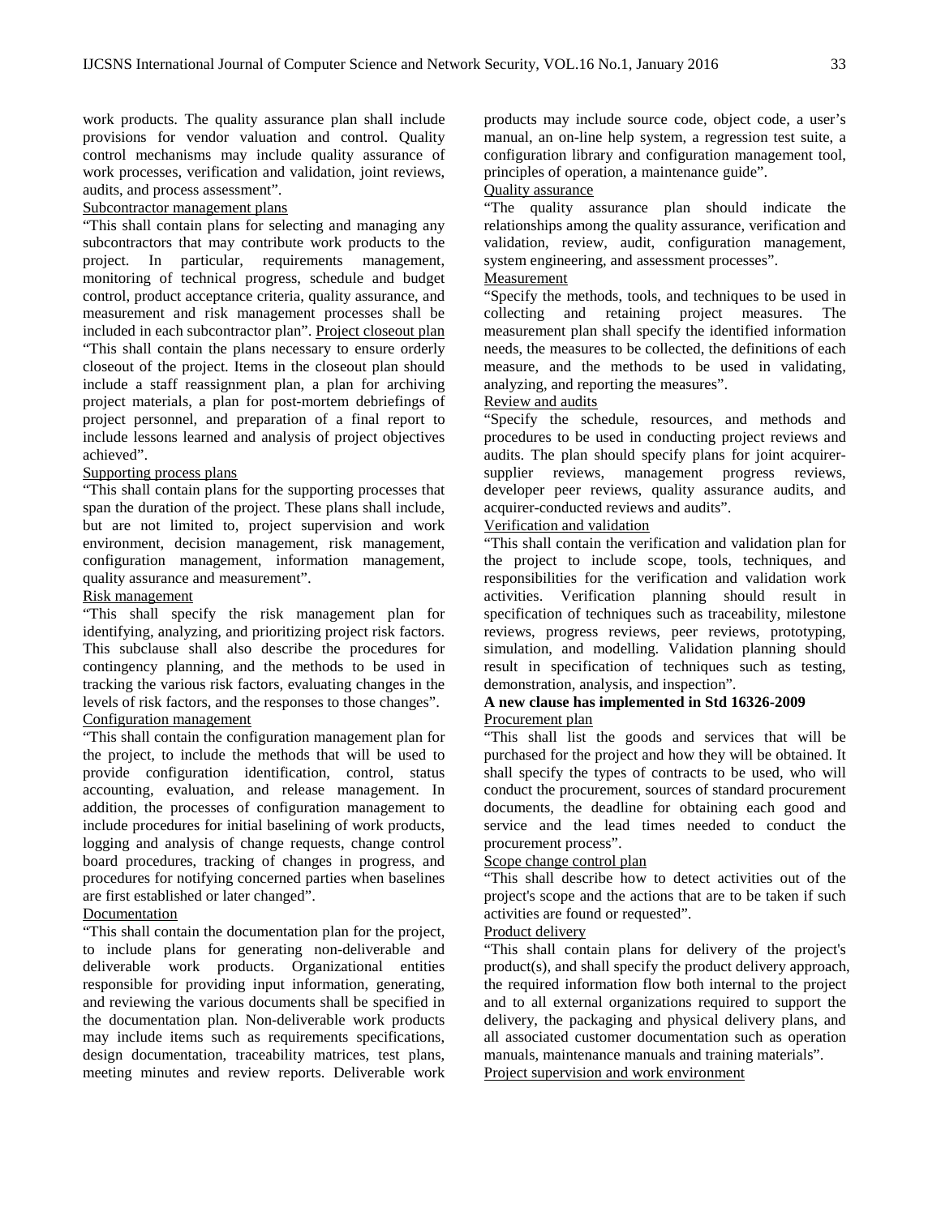work products. The quality assurance plan shall include provisions for vendor valuation and control. Quality control mechanisms may include quality assurance of work processes, verification and validation, joint reviews, audits, and process assessment".

Subcontractor management plans

"This shall contain plans for selecting and managing any subcontractors that may contribute work products to the project. In particular, requirements management, monitoring of technical progress, schedule and budget control, product acceptance criteria, quality assurance, and measurement and risk management processes shall be included in each subcontractor plan". Project closeout plan

"This shall contain the plans necessary to ensure orderly closeout of the project. Items in the closeout plan should include a staff reassignment plan, a plan for archiving project materials, a plan for post-mortem debriefings of project personnel, and preparation of a final report to include lessons learned and analysis of project objectives achieved".

Supporting process plans

"This shall contain plans for the supporting processes that span the duration of the project. These plans shall include, but are not limited to, project supervision and work environment, decision management, risk management, configuration management, information management, quality assurance and measurement".

Risk management

"This shall specify the risk management plan for identifying, analyzing, and prioritizing project risk factors. This subclause shall also describe the procedures for contingency planning, and the methods to be used in tracking the various risk factors, evaluating changes in the levels of risk factors, and the responses to those changes".

Configuration management

"This shall contain the configuration management plan for the project, to include the methods that will be used to provide configuration identification, control, status accounting, evaluation, and release management. In addition, the processes of configuration management to include procedures for initial baselining of work products, logging and analysis of change requests, change control board procedures, tracking of changes in progress, and procedures for notifying concerned parties when baselines are first established or later changed".

Documentation

"This shall contain the documentation plan for the project, to include plans for generating non-deliverable and deliverable work products. Organizational entities responsible for providing input information, generating, and reviewing the various documents shall be specified in the documentation plan. Non-deliverable work products may include items such as requirements specifications, design documentation, traceability matrices, test plans, meeting minutes and review reports. Deliverable work products may include source code, object code, a user's manual, an on-line help system, a regression test suite, a configuration library and configuration management tool, principles of operation, a maintenance guide".

Quality assurance

"The quality assurance plan should indicate the relationships among the quality assurance, verification and validation, review, audit, configuration management, system engineering, and assessment processes".

Measurement

"Specify the methods, tools, and techniques to be used in collecting and retaining project measures. The measurement plan shall specify the identified information needs, the measures to be collected, the definitions of each measure, and the methods to be used in validating, analyzing, and reporting the measures".

Review and audits

"Specify the schedule, resources, and methods and procedures to be used in conducting project reviews and audits. The plan should specify plans for joint acquirer-supplier reviews, management progress reviews, developer peer reviews, quality assurance audits, and acquirer-conducted reviews and audits".

Verification and validation

"This shall contain the verification and validation plan for the project to include scope, tools, techniques, and responsibilities for the verification and validation work activities. Verification planning should result in specification of techniques such as traceability, milestone reviews, progress reviews, peer reviews, prototyping, simulation, and modelling. Validation planning should result in specification of techniques such as testing, demonstration, analysis, and inspection".

**A new clause has implemented in Std 16326-2009**

Procurement plan

"This shall list the goods and services that will be purchased for the project and how they will be obtained. It shall specify the types of contracts to be used, who will conduct the procurement, sources of standard procurement documents, the deadline for obtaining each good and service and the lead times needed to conduct the procurement process".

Scope change control plan

"This shall describe how to detect activities out of the project's scope and the actions that are to be taken if such activities are found or requested".

Product delivery

"This shall contain plans for delivery of the project's product(s), and shall specify the product delivery approach, the required information flow both internal to the project and to all external organizations required to support the delivery, the packaging and physical delivery plans, and all associated customer documentation such as operation manuals, maintenance manuals and training materials".

Project supervision and work environment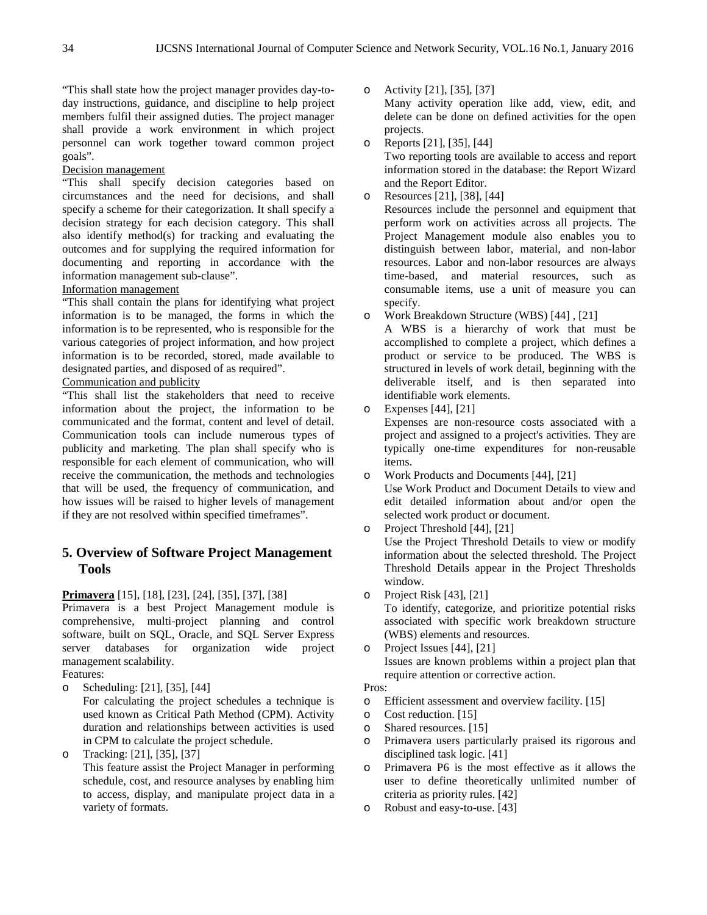"This shall state how the project manager provides day-to-day instructions, guidance, and discipline to help project members fulfil their assigned duties. The project manager shall provide a work environment in which project personnel can work together toward common project goals".

Decision management

"This shall specify decision categories based on circumstances and the need for decisions, and shall specify a scheme for their categorization. It shall specify a decision strategy for each decision category. This shall also identify method(s) for tracking and evaluating the outcomes and for supplying the required information for documenting and reporting in accordance with the information management sub-clause".

Information management

"This shall contain the plans for identifying what project information is to be managed, the forms in which the information is to be represented, who is responsible for the various categories of project information, and how project information is to be recorded, stored, made available to designated parties, and disposed of as required".

Communication and publicity

"This shall list the stakeholders that need to receive information about the project, the information to be communicated and the format, content and level of detail. Communication tools can include numerous types of publicity and marketing. The plan shall specify who is responsible for each element of communication, who will receive the communication, the methods and technologies that will be used, the frequency of communication, and how issues will be raised to higher levels of management if they are not resolved within specified timeframes".

## 5. Overview of Software Project Management Tools

**Primavera** [15], [18], [23], [24], [35], [37], [38]

Primavera is a best Project Management module is comprehensive, multi-project planning and control software, built on SQL, Oracle, and SQL Server Express server databases for organization wide project management scalability.

Features:

- Scheduling: [21], [35], [44]
  For calculating the project schedules a technique is used known as Critical Path Method (CPM). Activity duration and relationships between activities is used in CPM to calculate the project schedule.
- Tracking: [21], [35], [37]
  This feature assist the Project Manager in performing schedule, cost, and resource analyses by enabling him to access, display, and manipulate project data in a variety of formats.
- Activity [21], [35], [37]
  Many activity operation like add, view, edit, and delete can be done on defined activities for the open projects.
- Reports [21], [35], [44]
  Two reporting tools are available to access and report information stored in the database: the Report Wizard and the Report Editor.
- Resources [21], [38], [44]
  Resources include the personnel and equipment that perform work on activities across all projects. The Project Management module also enables you to distinguish between labor, material, and non-labor resources. Labor and non-labor resources are always time-based, and material resources, such as consumable items, use a unit of measure you can specify.
- Work Breakdown Structure (WBS) [44] , [21]
  A WBS is a hierarchy of work that must be accomplished to complete a project, which defines a product or service to be produced. The WBS is structured in levels of work detail, beginning with the deliverable itself, and is then separated into identifiable work elements.
- Expenses [44], [21]
  Expenses are non-resource costs associated with a project and assigned to a project's activities. They are typically one-time expenditures for non-reusable items.
- Work Products and Documents [44], [21]
  Use Work Product and Document Details to view and edit detailed information about and/or open the selected work product or document.
- Project Threshold [44], [21]
  Use the Project Threshold Details to view or modify information about the selected threshold. The Project Threshold Details appear in the Project Thresholds window.
- Project Risk [43], [21]
  To identify, categorize, and prioritize potential risks associated with specific work breakdown structure (WBS) elements and resources.
- Project Issues [44], [21]
  Issues are known problems within a project plan that require attention or corrective action.

Pros:

- Efficient assessment and overview facility. [15]
- Cost reduction. [15]
- Shared resources. [15]
- Primavera users particularly praised its rigorous and disciplined task logic. [41]
- Primavera P6 is the most effective as it allows the user to define theoretically unlimited number of criteria as priority rules. [42]
- Robust and easy-to-use. [43]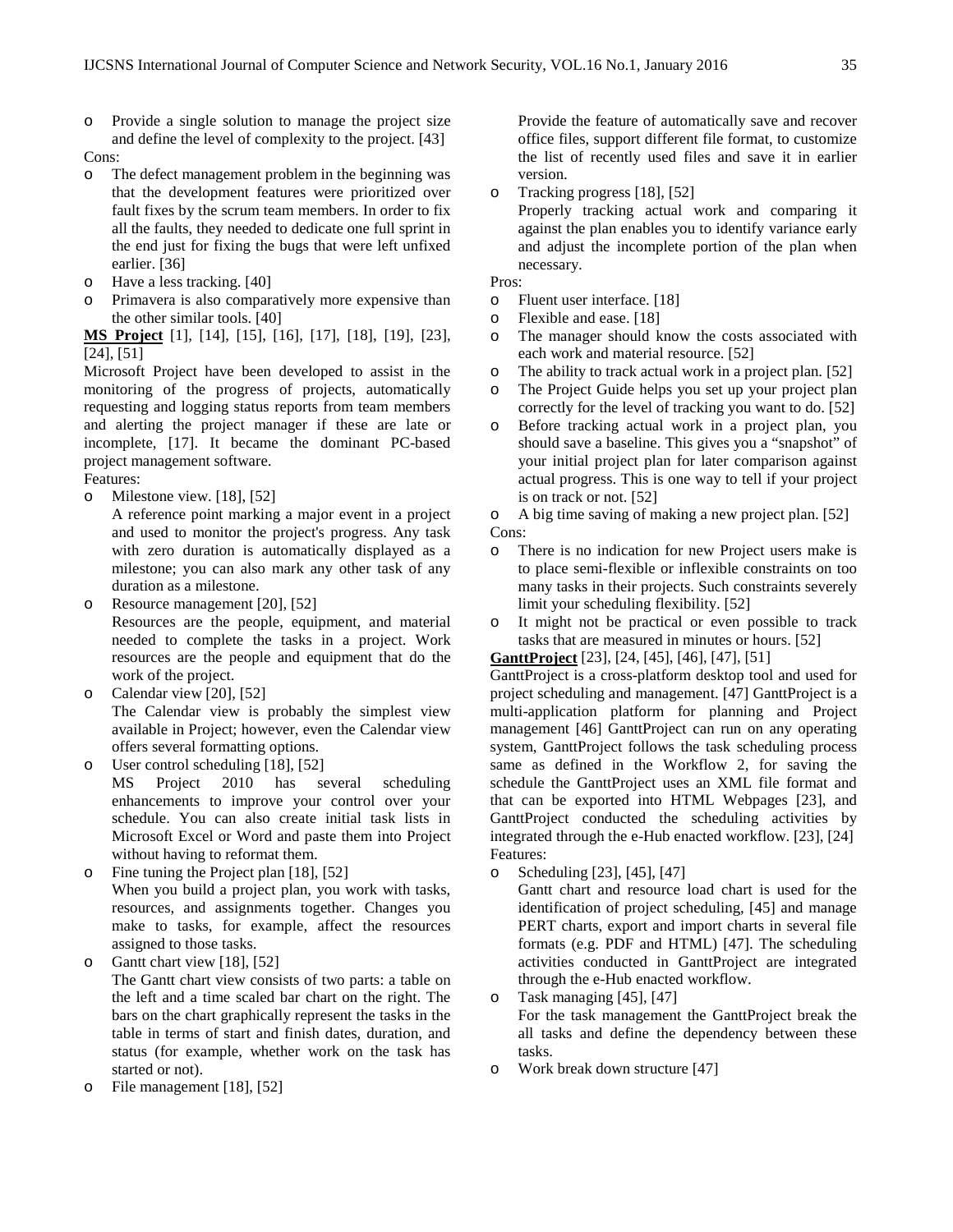- Provide a single solution to manage the project size and define the level of complexity to the project. [43]

Cons:

- The defect management problem in the beginning was that the development features were prioritized over fault fixes by the scrum team members. In order to fix all the faults, they needed to dedicate one full sprint in the end just for fixing the bugs that were left unfixed earlier. [36]
- Have a less tracking. [40]
- Primavera is also comparatively more expensive than the other similar tools. [40]

**MS Project** [1], [14], [15], [16], [17], [18], [19], [23], [24], [51]

Microsoft Project have been developed to assist in the monitoring of the progress of projects, automatically requesting and logging status reports from team members and alerting the project manager if these are late or incomplete, [17]. It became the dominant PC-based project management software.

Features:

- Milestone view. [18], [52]
  A reference point marking a major event in a project and used to monitor the project's progress. Any task with zero duration is automatically displayed as a milestone; you can also mark any other task of any duration as a milestone.
- Resource management [20], [52]
  Resources are the people, equipment, and material needed to complete the tasks in a project. Work resources are the people and equipment that do the work of the project.
- Calendar view [20], [52]
  The Calendar view is probably the simplest view available in Project; however, even the Calendar view offers several formatting options.
- User control scheduling [18], [52]
  MS Project 2010 has several scheduling enhancements to improve your control over your schedule. You can also create initial task lists in Microsoft Excel or Word and paste them into Project without having to reformat them.
- Fine tuning the Project plan [18], [52]
  When you build a project plan, you work with tasks, resources, and assignments together. Changes you make to tasks, for example, affect the resources assigned to those tasks.
- Gantt chart view [18], [52]
  The Gantt chart view consists of two parts: a table on the left and a time scaled bar chart on the right. The bars on the chart graphically represent the tasks in the table in terms of start and finish dates, duration, and status (for example, whether work on the task has started or not).
- File management [18], [52]
  Provide the feature of automatically save and recover office files, support different file format, to customize the list of recently used files and save it in earlier version.
- Tracking progress [18], [52]
  Properly tracking actual work and comparing it against the plan enables you to identify variance early and adjust the incomplete portion of the plan when necessary.

Pros:

- Fluent user interface. [18]
- Flexible and ease. [18]
- The manager should know the costs associated with each work and material resource. [52]
- The ability to track actual work in a project plan. [52]
- The Project Guide helps you set up your project plan correctly for the level of tracking you want to do. [52]
- Before tracking actual work in a project plan, you should save a baseline. This gives you a "snapshot" of your initial project plan for later comparison against actual progress. This is one way to tell if your project is on track or not. [52]
- A big time saving of making a new project plan. [52]

Cons:

- There is no indication for new Project users make is to place semi-flexible or inflexible constraints on too many tasks in their projects. Such constraints severely limit your scheduling flexibility. [52]
- It might not be practical or even possible to track tasks that are measured in minutes or hours. [52]

**GanttProject** [23], [24, [45], [46], [47], [51]

GanttProject is a cross-platform desktop tool and used for project scheduling and management. [47] GanttProject is a multi-application platform for planning and Project management [46] GanttProject can run on any operating system, GanttProject follows the task scheduling process same as defined in the Workflow 2, for saving the schedule the GanttProject uses an XML file format and that can be exported into HTML Webpages [23], and GanttProject conducted the scheduling activities by integrated through the e-Hub enacted workflow. [23], [24]

Features:

- Scheduling [23], [45], [47]
  Gantt chart and resource load chart is used for the identification of project scheduling, [45] and manage PERT charts, export and import charts in several file formats (e.g. PDF and HTML) [47]. The scheduling activities conducted in GanttProject are integrated through the e-Hub enacted workflow.
- Task managing [45], [47]
  For the task management the GanttProject break the all tasks and define the dependency between these tasks.
- Work break down structure [47]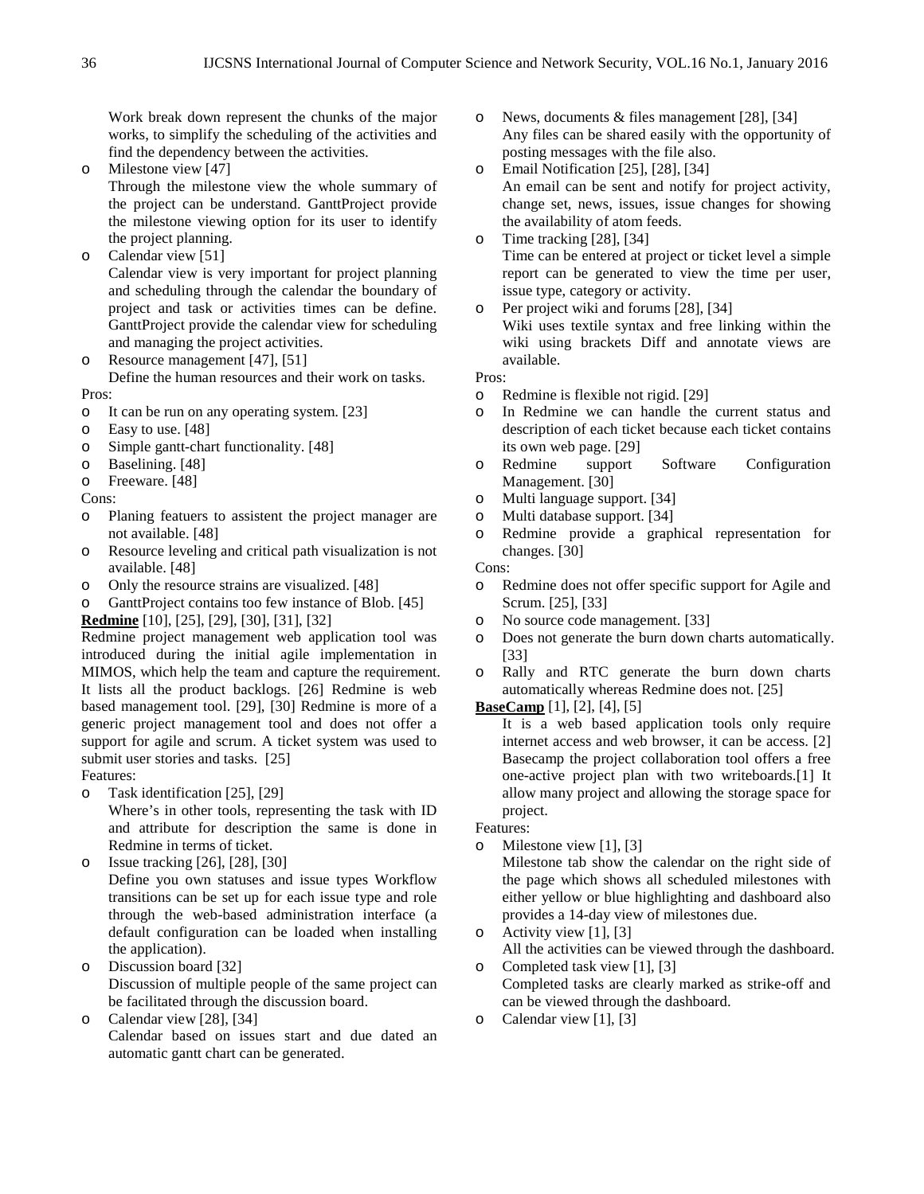Work break down represent the chunks of the major works, to simplify the scheduling of the activities and find the dependency between the activities.

- Milestone view [47]
  Through the milestone view the whole summary of the project can be understand. GanttProject provide the milestone viewing option for its user to identify the project planning.
- Calendar view [51]
  Calendar view is very important for project planning and scheduling through the calendar the boundary of project and task or activities times can be define. GanttProject provide the calendar view for scheduling and managing the project activities.
- Resource management [47], [51]
  Define the human resources and their work on tasks.

Pros:

- It can be run on any operating system. [23]
- Easy to use. [48]
- Simple gantt-chart functionality. [48]
- Baselining. [48]
- Freeware. [48]

Cons:

- Planing featuers to assistent the project manager are not available. [48]
- Resource leveling and critical path visualization is not available. [48]
- Only the resource strains are visualized. [48]
- GanttProject contains too few instance of Blob. [45]

**Redmine** [10], [25], [29], [30], [31], [32]

Redmine project management web application tool was introduced during the initial agile implementation in MIMOS, which help the team and capture the requirement. It lists all the product backlogs. [26] Redmine is web based management tool. [29], [30] Redmine is more of a generic project management tool and does not offer a support for agile and scrum. A ticket system was used to submit user stories and tasks. [25]

Features:

- Task identification [25], [29]
  Where's in other tools, representing the task with ID and attribute for description the same is done in Redmine in terms of ticket.
- Issue tracking [26], [28], [30]
  Define you own statuses and issue types Workflow transitions can be set up for each issue type and role through the web-based administration interface (a default configuration can be loaded when installing the application).
- Discussion board [32]
  Discussion of multiple people of the same project can be facilitated through the discussion board.
- Calendar view [28], [34]
  Calendar based on issues start and due dated an automatic gantt chart can be generated.
- News, documents & files management [28], [34]
  Any files can be shared easily with the opportunity of posting messages with the file also.
- Email Notification [25], [28], [34]
  An email can be sent and notify for project activity, change set, news, issues, issue changes for showing the availability of atom feeds.
- Time tracking [28], [34]
  Time can be entered at project or ticket level a simple report can be generated to view the time per user, issue type, category or activity.
- Per project wiki and forums [28], [34]
  Wiki uses textile syntax and free linking within the wiki using brackets Diff and annotate views are available.

Pros:

- Redmine is flexible not rigid. [29]
- In Redmine we can handle the current status and description of each ticket because each ticket contains its own web page. [29]
- Redmine support Software Configuration Management. [30]
- Multi language support. [34]
- Multi database support. [34]
- Redmine provide a graphical representation for changes. [30]

Cons:

- Redmine does not offer specific support for Agile and Scrum. [25], [33]
- No source code management. [33]
- Does not generate the burn down charts automatically. [33]
- Rally and RTC generate the burn down charts automatically whereas Redmine does not. [25]

**BaseCamp** [1], [2], [4], [5]

It is a web based application tools only require internet access and web browser, it can be access. [2] Basecamp the project collaboration tool offers a free one-active project plan with two writeboards.[1] It allow many project and allowing the storage space for project.

Features:

- Milestone view [1], [3]
  Milestone tab show the calendar on the right side of the page which shows all scheduled milestones with either yellow or blue highlighting and dashboard also provides a 14-day view of milestones due.
- Activity view [1], [3]
  All the activities can be viewed through the dashboard.
- Completed task view [1], [3]
  Completed tasks are clearly marked as strike-off and can be viewed through the dashboard.
- Calendar view [1], [3]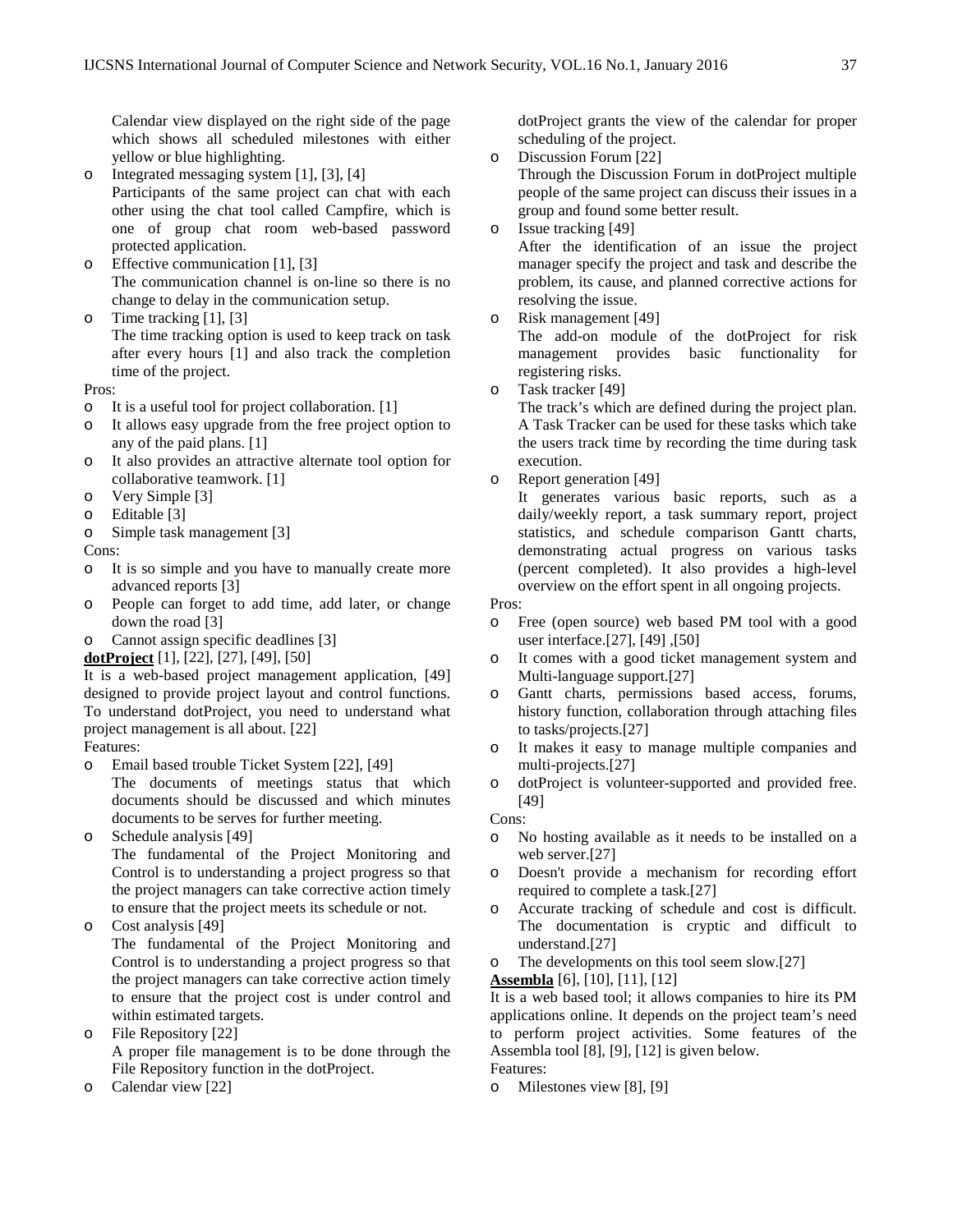Calendar view displayed on the right side of the page which shows all scheduled milestones with either yellow or blue highlighting.

- Integrated messaging system [1], [3], [4]
  Participants of the same project can chat with each other using the chat tool called Campfire, which is one of group chat room web-based password protected application.
- Effective communication [1], [3]
  The communication channel is on-line so there is no change to delay in the communication setup.
- Time tracking [1], [3]
  The time tracking option is used to keep track on task after every hours [1] and also track the completion time of the project.

Pros:

- It is a useful tool for project collaboration. [1]
- It allows easy upgrade from the free project option to any of the paid plans. [1]
- It also provides an attractive alternate tool option for collaborative teamwork. [1]
- Very Simple [3]
- Editable [3]
- Simple task management [3]

Cons:

- It is so simple and you have to manually create more advanced reports [3]
- People can forget to add time, add later, or change down the road [3]
- Cannot assign specific deadlines [3]

**dotProject** [1], [22], [27], [49], [50]

It is a web-based project management application, [49] designed to provide project layout and control functions. To understand dotProject, you need to understand what project management is all about. [22]

Features:

- Email based trouble Ticket System [22], [49]
  The documents of meetings status that which documents should be discussed and which minutes documents to be serves for further meeting.
- Schedule analysis [49]
  The fundamental of the Project Monitoring and Control is to understanding a project progress so that the project managers can take corrective action timely to ensure that the project meets its schedule or not.
- Cost analysis [49]
  The fundamental of the Project Monitoring and Control is to understanding a project progress so that the project managers can take corrective action timely to ensure that the project cost is under control and within estimated targets.
- File Repository [22]
  A proper file management is to be done through the File Repository function in the dotProject.
- Calendar view [22]
  dotProject grants the view of the calendar for proper scheduling of the project.
- Discussion Forum [22]
  Through the Discussion Forum in dotProject multiple people of the same project can discuss their issues in a group and found some better result.
- Issue tracking [49]
  After the identification of an issue the project manager specify the project and task and describe the problem, its cause, and planned corrective actions for resolving the issue.
- Risk management [49]
  The add-on module of the dotProject for risk management provides basic functionality for registering risks.
- Task tracker [49]
  The track's which are defined during the project plan. A Task Tracker can be used for these tasks which take the users track time by recording the time during task execution.
- Report generation [49]
  It generates various basic reports, such as a daily/weekly report, a task summary report, project statistics, and schedule comparison Gantt charts, demonstrating actual progress on various tasks (percent completed). It also provides a high-level overview on the effort spent in all ongoing projects.

Pros:

- Free (open source) web based PM tool with a good user interface.[27], [49] ,[50]
- It comes with a good ticket management system and Multi-language support.[27]
- Gantt charts, permissions based access, forums, history function, collaboration through attaching files to tasks/projects.[27]
- It makes it easy to manage multiple companies and multi-projects.[27]
- dotProject is volunteer-supported and provided free. [49]

Cons:

- No hosting available as it needs to be installed on a web server.[27]
- Doesn't provide a mechanism for recording effort required to complete a task.[27]
- Accurate tracking of schedule and cost is difficult. The documentation is cryptic and difficult to understand.[27]
- The developments on this tool seem slow.[27]

**Assembla** [6], [10], [11], [12]

It is a web based tool; it allows companies to hire its PM applications online. It depends on the project team's need to perform project activities. Some features of the Assembla tool [8], [9], [12] is given below.

Features:

- Milestones view [8], [9]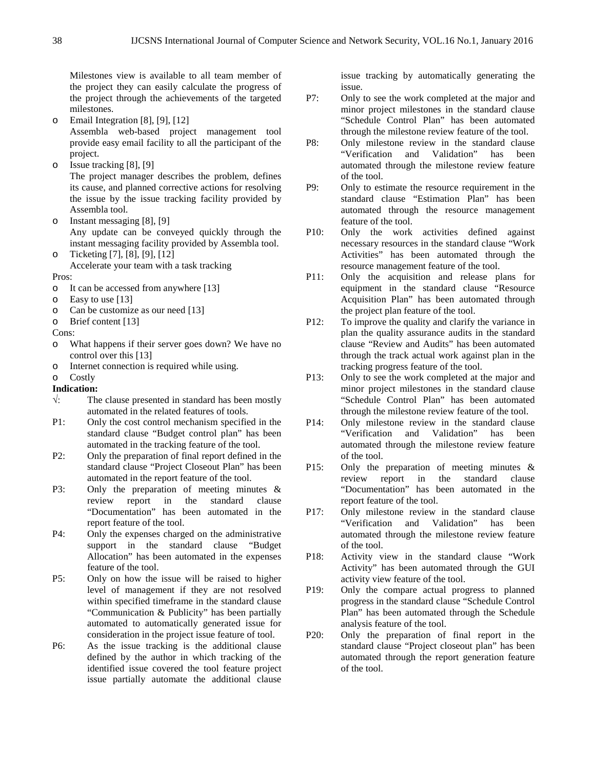Milestones view is available to all team member of the project they can easily calculate the progress of the project through the achievements of the targeted milestones.

- Email Integration [8], [9], [12]
  Assembla web-based project management tool provide easy email facility to all the participant of the project.
- Issue tracking [8], [9]
  The project manager describes the problem, defines its cause, and planned corrective actions for resolving the issue by the issue tracking facility provided by Assembla tool.
- Instant messaging [8], [9]
  Any update can be conveyed quickly through the instant messaging facility provided by Assembla tool.
- Ticketing [7], [8], [9], [12]
  Accelerate your team with a task tracking

Pros:

- It can be accessed from anywhere [13]
- Easy to use [13]
- Can be customize as our need [13]
- Brief content [13]

Cons:

- What happens if their server goes down? We have no control over this [13]
- Internet connection is required while using.
- Costly

**Indication:**

√: The clause presented in standard has been mostly automated in the related features of tools.

P1: Only the cost control mechanism specified in the standard clause "Budget control plan" has been automated in the tracking feature of the tool.

P2: Only the preparation of final report defined in the standard clause "Project Closeout Plan" has been automated in the report feature of the tool.

P3: Only the preparation of meeting minutes & review report in the standard clause "Documentation" has been automated in the report feature of the tool.

P4: Only the expenses charged on the administrative support in the standard clause "Budget Allocation" has been automated in the expenses feature of the tool.

P5: Only on how the issue will be raised to higher level of management if they are not resolved within specified timeframe in the standard clause "Communication & Publicity" has been partially automated to automatically generated issue for consideration in the project issue feature of tool.

P6: As the issue tracking is the additional clause defined by the author in which tracking of the identified issue covered the tool feature project issue partially automate the additional clause issue tracking by automatically generating the issue.

P7: Only to see the work completed at the major and minor project milestones in the standard clause "Schedule Control Plan" has been automated through the milestone review feature of the tool.

P8: Only milestone review in the standard clause "Verification and Validation" has been automated through the milestone review feature of the tool.

P9: Only to estimate the resource requirement in the standard clause "Estimation Plan" has been automated through the resource management feature of the tool.

P10: Only the work activities defined against necessary resources in the standard clause "Work Activities" has been automated through the resource management feature of the tool.

P11: Only the acquisition and release plans for equipment in the standard clause "Resource Acquisition Plan" has been automated through the project plan feature of the tool.

P12: To improve the quality and clarify the variance in plan the quality assurance audits in the standard clause "Review and Audits" has been automated through the track actual work against plan in the tracking progress feature of the tool.

P13: Only to see the work completed at the major and minor project milestones in the standard clause "Schedule Control Plan" has been automated through the milestone review feature of the tool.

P14: Only milestone review in the standard clause "Verification and Validation" has been automated through the milestone review feature of the tool.

P15: Only the preparation of meeting minutes & review report in the standard clause "Documentation" has been automated in the report feature of the tool.

P17: Only milestone review in the standard clause "Verification and Validation" has been automated through the milestone review feature of the tool.

P18: Activity view in the standard clause "Work Activity" has been automated through the GUI activity view feature of the tool.

P19: Only the compare actual progress to planned progress in the standard clause "Schedule Control Plan" has been automated through the Schedule analysis feature of the tool.

P20: Only the preparation of final report in the standard clause "Project closeout plan" has been automated through the report generation feature of the tool.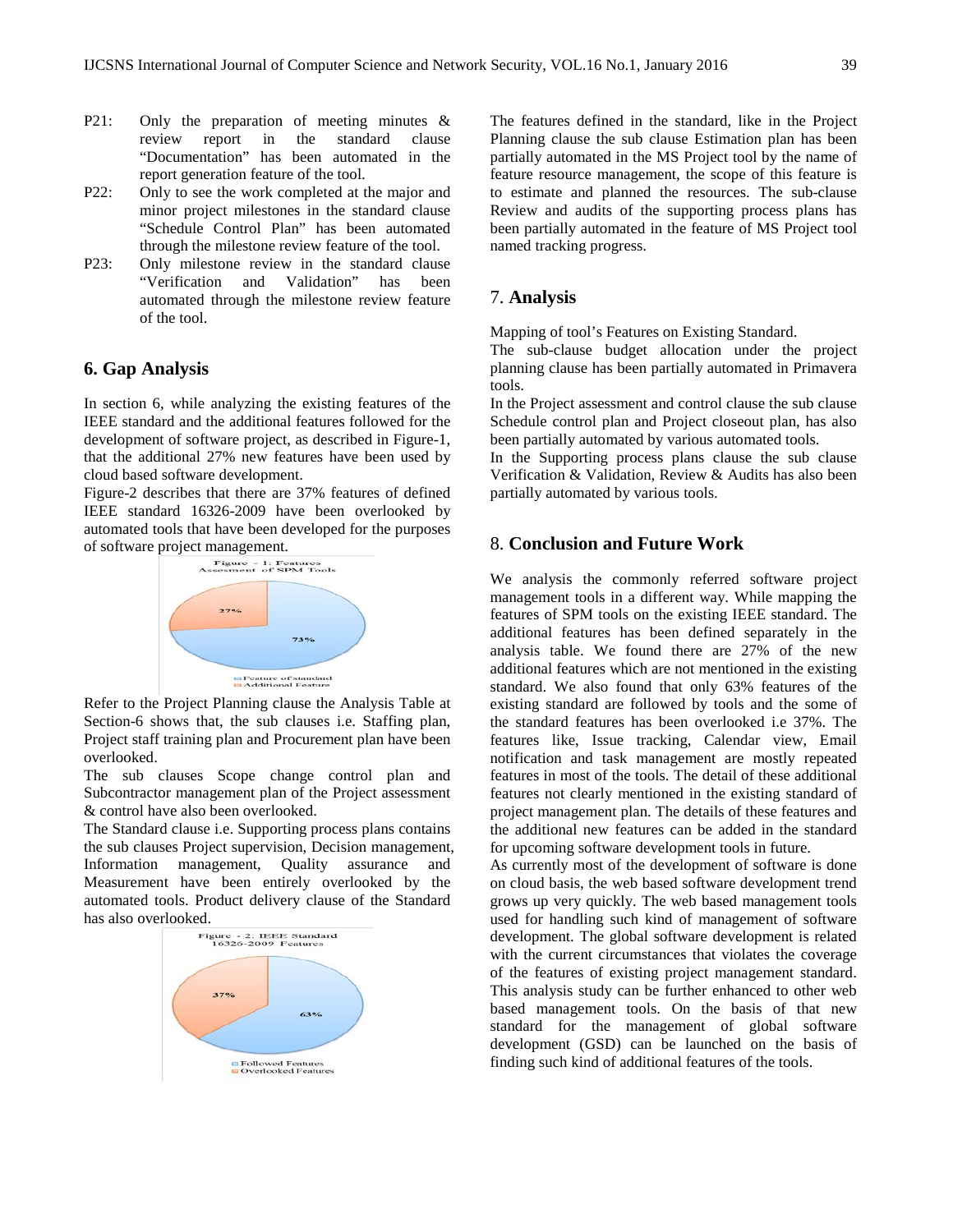P21: Only the preparation of meeting minutes & review report in the standard clause "Documentation" has been automated in the report generation feature of the tool.

P22: Only to see the work completed at the major and minor project milestones in the standard clause "Schedule Control Plan" has been automated through the milestone review feature of the tool.

P23: Only milestone review in the standard clause "Verification and Validation" has been automated through the milestone review feature of the tool.

## 6. Gap Analysis

In section 6, while analyzing the existing features of the IEEE standard and the additional features followed for the development of software project, as described in Figure-1, that the additional 27% new features have been used by cloud based software development.

Figure-2 describes that there are 37% features of defined IEEE standard 16326-2009 have been overlooked by automated tools that have been developed for the purposes of software project management.

Figure - 1: Features Assessment of SPM Tools

Refer to the Project Planning clause the Analysis Table at Section-6 shows that, the sub clauses i.e. Staffing plan, Project staff training plan and Procurement plan have been overlooked.

The sub clauses Scope change control plan and Subcontractor management plan of the Project assessment & control have also been overlooked.

The Standard clause i.e. Supporting process plans contains the sub clauses Project supervision, Decision management, Information management, Quality assurance and Measurement have been entirely overlooked by the automated tools. Product delivery clause of the Standard has also overlooked.

Figure - 2: IEEE Standard 16326-2009 Features

The features defined in the standard, like in the Project Planning clause the sub clause Estimation plan has been partially automated in the MS Project tool by the name of feature resource management, the scope of this feature is to estimate and planned the resources. The sub-clause Review and audits of the supporting process plans has been partially automated in the feature of MS Project tool named tracking progress.

## 7. Analysis

Mapping of tool's Features on Existing Standard.

The sub-clause budget allocation under the project planning clause has been partially automated in Primavera tools.

In the Project assessment and control clause the sub clause Schedule control plan and Project closeout plan, has also been partially automated by various automated tools.

In the Supporting process plans clause the sub clause Verification & Validation, Review & Audits has also been partially automated by various tools.

## 8. Conclusion and Future Work

We analysis the commonly referred software project management tools in a different way. While mapping the features of SPM tools on the existing IEEE standard. The additional features has been defined separately in the analysis table. We found there are 27% of the new additional features which are not mentioned in the existing standard. We also found that only 63% features of the existing standard are followed by tools and the some of the standard features has been overlooked i.e 37%. The features like, Issue tracking, Calendar view, Email notification and task management are mostly repeated features in most of the tools. The detail of these additional features not clearly mentioned in the existing standard of project management plan. The details of these features and the additional new features can be added in the standard for upcoming software development tools in future.

As currently most of the development of software is done on cloud basis, the web based software development trend grows up very quickly. The web based management tools used for handling such kind of management of software development. The global software development is related with the current circumstances that violates the coverage of the features of existing project management standard. This analysis study can be further enhanced to other web based management tools. On the basis of that new standard for the management of global software development (GSD) can be launched on the basis of finding such kind of additional features of the tools.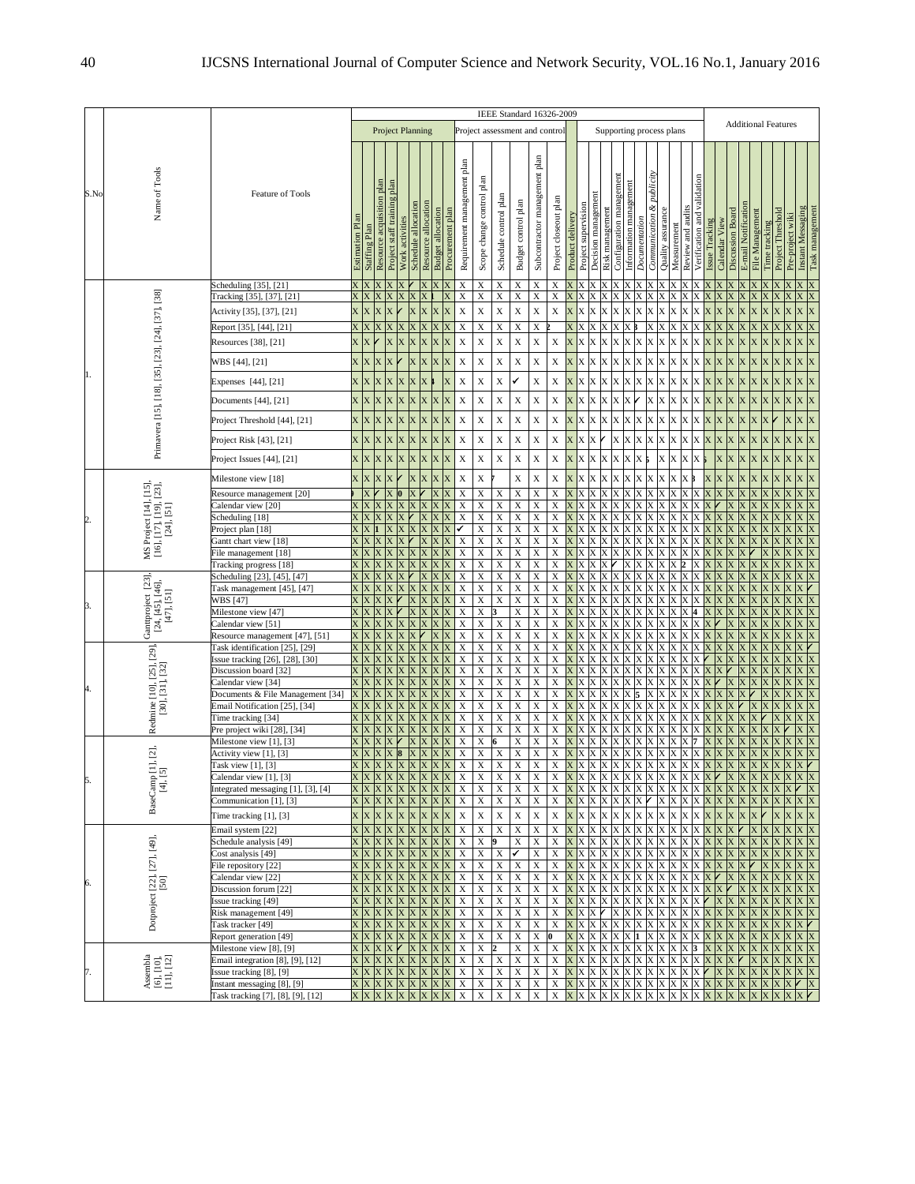| S.No | Name of Tools | Feature of Tools | IEEE Standard 16326-2009 | | | | | | | | | | | | | | | | | | | | | | | | | | | Additional Features | | | | | | | | | |
|---|---|---|---|---|---|---|---|---|---|---|---|---|---|---|---|---|---|---|---|---|---|---|---|---|---|---|---|---|---|---|---|---|---|---|---|---|---|---|---|
| | | | Project Planning | | | | | | | | | Project assessment and control | | | | | | Supporting process plans | | | | | | | | | | | | | | | | | | | | | |
| | | | Estimation Plan | Staffing Plan | Resource acquisition plan | Project staff training plan | Work activities | Schedule allocation | Resource allocation | Budget allocation | Procurement plan | Requirement management plan | Scope change control plan | Schedule control plan | Budget control plan | Subcontractor management plan | Project closeout plan | Product delivery | Project supervision | Decision management | Risk management | Configuration management | Information management | Documentation | Communication & publicity | Quality assurance | Measurement | Review and audits | Verification and validation | Issue Tracking | Calendar View | Discussion Board | E-mail Notification | File Management | Time tracking | Project Threshold | Pre-project wiki | Instant Messaging | Task management |
| 1. | Primavera [15], [18], [35], [23], [24], [37], [38] | Scheduling [35], [21] | X | X | X | X | X | ✓ | X | X | X | X | X | X | X | X | X | X | X | X | X | X | X | X | X | X | X | X | X | X | X | X | X | X | X | X | X | X | X |
| | | Tracking [35], [37], [21] | X | X | X | X | X | X | X | 1 | X | X | X | X | X | X | X | X | X | X | X | X | X | X | X | X | X | X | X | X | X | X | X | X | X | X | X | X | X |
| | | Activity [35], [37], [21] | X | X | X | X | ✓ | X | X | X | X | X | X | X | X | X | X | X | X | X | X | X | X | X | X | X | X | X | X | X | X | X | X | X | X | X | X | X | X |
| | | Report [35], [44], [21] | X | X | X | X | X | X | X | X | X | X | X | X | X | X | 2 | X | X | X | X | X | X | 3 | X | X | X | X | X | X | X | X | X | X | X | X | X | X | X |
| | | Resources [38], [21] | X | X | ✓ | X | X | X | X | X | X | X | X | X | X | X | X | X | X | X | X | X | X | X | X | X | X | X | X | X | X | X | X | X | X | X | X | X | X |
| | | WBS [44], [21] | X | X | X | X | ✓ | X | X | X | X | X | X | X | X | X | X | X | X | X | X | X | X | X | X | X | X | X | X | X | X | X | X | X | X | X | X | X | X |
| | | Expenses [44], [21] | X | X | X | X | X | X | X | 4 | X | X | X | X | ✓ | X | X | X | X | X | X | X | X | X | X | X | X | X | X | X | X | X | X | X | X | X | X | X | X |
| | | Documents [44], [21] | X | X | X | X | X | X | X | X | X | X | X | X | X | X | X | X | X | X | X | X | X | ✓ | X | X | X | X | X | X | X | X | X | X | X | X | X | X | X |
| | | Project Threshold [44], [21] | X | X | X | X | X | X | X | X | X | X | X | X | X | X | X | X | X | X | X | X | X | X | X | X | X | X | X | X | X | X | X | X | X | ✓ | X | X | X |
| | | Project Risk [43], [21] | X | X | X | X | X | X | X | X | X | X | X | X | X | X | X | X | X | X | ✓ | X | X | X | X | X | X | X | X | X | X | X | X | X | X | X | X | X | X |
| | | Project Issues [44], [21] | X | X | X | X | X | X | X | X | X | X | X | X | X | X | X | X | X | X | X | X | X | X | 5 | X | X | X | X | 5 | X | X | X | X | X | X | X | X | X |
| 2. | MS Project [14], [15], [16], [17], [19], [23], [24], [51] | Milestone view [18] | X | X | X | X | ✓ | X | X | X | X | X | X | 7 | X | X | X | X | X | X | X | X | X | X | X | X | X | X | 8 | X | X | X | X | X | X | X | X | X | X |
| | | Resource management [20] | 9 | X | ✓ | X | 0 | X | ✓ | X | X | X | X | X | X | X | X | X | X | X | X | X | X | X | X | X | X | X | X | X | X | X | X | X | X | X | X | X | X |
| | | Calendar view [20] | X | X | X | X | X | X | X | X | X | X | X | X | X | X | X | X | X | X | X | X | X | X | X | X | X | X | X | X | ✓ | X | X | X | X | X | X | X | X |
| | | Scheduling [18] | X | X | X | X | X | ✓ | X | X | X | X | X | X | X | X | X | X | X | X | X | X | X | X | X | X | X | X | X | X | X | X | X | X | X | X | X | X | X |
| | | Project plan [18] | X | X | 1 | X | X | X | X | X | X | ✓ | X | X | X | X | X | X | X | X | X | X | X | X | X | X | X | X | X | X | X | X | X | X | X | X | X | X | X |
| | | Gantt chart view [18] | X | X | X | X | X | ✓ | X | X | X | X | X | X | X | X | X | X | X | X | X | X | X | X | X | X | X | X | X | X | X | X | X | X | X | X | X | X | X |
| | | File management [18] | X | X | X | X | X | X | X | X | X | X | X | X | X | X | X | X | X | X | X | X | X | X | X | X | X | X | X | X | X | X | X | ✓ | X | X | X | X | X |
| | | Tracking progress [18] | X | X | X | X | X | X | X | X | X | X | X | X | X | X | X | X | X | X | X | ✓ | X | X | X | X | X | 2 | X | X | X | X | X | X | X | X | X | X | X |
| 3. | Ganttproject [23], [24], [45], [46], [47], [51] | Scheduling [23], [45], [47] | X | X | X | X | X | ✓ | X | X | X | X | X | X | X | X | X | X | X | X | X | X | X | X | X | X | X | X | X | X | X | X | X | X | X | X | X | X | X |
| | | Task management [45], [47] | X | X | X | X | X | X | X | X | X | X | X | X | X | X | X | X | X | X | X | X | X | X | X | X | X | X | X | X | X | X | X | X | X | X | X | X | ✓ |
| | | WBS [47] | X | X | X | X | ✓ | X | X | X | X | X | X | X | X | X | X | X | X | X | X | X | X | X | X | X | X | X | X | X | X | X | X | X | X | X | X | X | X |
| | | Milestone view [47] | X | X | X | X | ✓ | X | X | X | X | X | X | 3 | X | X | X | X | X | X | X | X | X | X | X | X | X | X | 4 | X | X | X | X | X | X | X | X | X | X |
| | | Calendar view [51] | X | X | X | X | X | X | X | X | X | X | X | X | X | X | X | X | X | X | X | X | X | X | X | X | X | X | X | X | ✓ | X | X | X | X | X | X | X | X |
| | | Resource management [47], [51] | X | X | X | X | X | X | ✓ | X | X | X | X | X | X | X | X | X | X | X | X | X | X | X | X | X | X | X | X | X | X | X | X | X | X | X | X | X | X |
| 4. | Redmine [10], [25], [29], [30], [31], [32] | Task identification [25], [29] | X | X | X | X | X | X | X | X | X | X | X | X | X | X | X | X | X | X | X | X | X | X | X | X | X | X | X | X | X | X | X | X | X | X | X | X | ✓ |
| | | Issue tracking [26], [28], [30] | X | X | X | X | X | X | X | X | X | X | X | X | X | X | X | X | X | X | X | X | X | X | X | X | X | X | X | ✓ | X | X | X | X | X | X | X | X | X |
| | | Discussion board [32] | X | X | X | X | X | X | X | X | X | X | X | X | X | X | X | X | X | X | X | X | X | X | X | X | X | X | X | X | X | ✓ | X | X | X | X | X | X | X |
| | | Calendar view [34] | X | X | X | X | X | X | X | X | X | X | X | X | X | X | X | X | X | X | X | X | X | X | X | X | X | X | X | X | ✓ | X | X | X | X | X | X | X | X |
| | | Documents & File Management [34] | X | X | X | X | X | X | X | X | X | X | X | X | X | X | X | X | X | X | X | X | X | 5 | X | X | X | X | X | X | X | X | X | ✓ | X | X | X | X | X |
| | | Email Notification [25], [34] | X | X | X | X | X | X | X | X | X | X | X | X | X | X | X | X | X | X | X | X | X | X | X | X | X | X | X | X | X | X | ✓ | X | X | X | X | X | X |
| | | Time tracking [34] | X | X | X | X | X | X | X | X | X | X | X | X | X | X | X | X | X | X | X | X | X | X | X | X | X | X | X | X | X | X | X | X | ✓ | X | X | X | X |
| | | Pre project wiki [28], [34] | X | X | X | X | X | X | X | X | X | X | X | X | X | X | X | X | X | X | X | X | X | X | X | X | X | X | X | X | X | X | X | X | X | X | ✓ | X | X |
| 5. | BaseCamp [1], [2], [4], [5] | Milestone view [1], [3] | X | X | X | X | ✓ | X | X | X | X | X | X | 6 | X | X | X | X | X | X | X | X | X | X | X | X | X | X | 7 | X | X | X | X | X | X | X | X | X | X |
| | | Activity view [1], [3] | X | X | X | X | 8 | X | X | X | X | X | X | X | X | X | X | X | X | X | X | X | X | X | X | X | X | X | X | X | X | X | X | X | X | X | X | X | X |
| | | Task view [1], [3] | X | X | X | X | X | X | X | X | X | X | X | X | X | X | X | X | X | X | X | X | X | X | X | X | X | X | X | X | X | X | X | X | X | X | X | X | ✓ |
| | | Calendar view [1], [3] | X | X | X | X | X | X | X | X | X | X | X | X | X | X | X | X | X | X | X | X | X | X | X | X | X | X | X | X | ✓ | X | X | X | X | X | X | X | X |
| | | Integrated messaging [1], [3], [4] | X | X | X | X | X | X | X | X | X | X | X | X | X | X | X | X | X | X | X | X | X | X | X | X | X | X | X | X | X | X | X | X | X | X | X | ✓ | X |
| | | Communication [1], [3] | X | X | X | X | X | X | X | X | X | X | X | X | X | X | X | X | X | X | X | X | X | X | ✓ | X | X | X | X | X | X | X | X | X | X | X | X | X | X |
| | | Time tracking [1], [3] | X | X | X | X | X | X | X | X | X | X | X | X | X | X | X | X | X | X | X | X | X | X | X | X | X | X | X | X | X | X | X | X | ✓ | X | X | X | X |
| 6. | Dotproject [22], [27], [49], [50] | Email system [22] | X | X | X | X | X | X | X | X | X | X | X | X | X | X | X | X | X | X | X | X | X | X | X | X | X | X | X | X | X | X | ✓ | X | X | X | X | X | X |
| | | Schedule analysis [49] | X | X | X | X | X | X | X | X | X | X | X | 9 | X | X | X | X | X | X | X | X | X | X | X | X | X | X | X | X | X | X | X | X | X | X | X | X | X |
| | | Cost analysis [49] | X | X | X | X | X | X | X | X | X | X | X | X | ✓ | X | X | X | X | X | X | X | X | X | X | X | X | X | X | X | X | X | X | X | X | X | X | X | X |
| | | File repository [22] | X | X | X | X | X | X | X | X | X | X | X | X | X | X | X | X | X | X | X | X | X | X | X | X | X | X | X | X | X | X | X | ✓ | X | X | X | X | X |
| | | Calendar view [22] | X | X | X | X | X | X | X | X | X | X | X | X | X | X | X | X | X | X | X | X | X | X | X | X | X | X | X | X | ✓ | X | X | X | X | X | X | X | X |
| | | Discussion forum [22] | X | X | X | X | X | X | X | X | X | X | X | X | X | X | X | X | X | X | X | X | X | X | X | X | X | X | X | X | X | ✓ | X | X | X | X | X | X | X |
| | | Issue tracking [49] | X | X | X | X | X | X | X | X | X | X | X | X | X | X | X | X | X | X | X | X | X | X | X | X | X | X | X | ✓ | X | X | X | X | X | X | X | X | X |
| | | Risk management [49] | X | X | X | X | X | X | X | X | X | X | X | X | X | X | X | X | X | X | ✓ | X | X | X | X | X | X | X | X | X | X | X | X | X | X | X | X | X | X |
| | | Task tracker [49] | X | X | X | X | X | X | X | X | X | X | X | X | X | X | X | X | X | X | X | X | X | X | X | X | X | X | X | X | X | X | X | X | X | X | X | X | ✓ |
| | | Report generation [49] | X | X | X | X | X | X | X | X | X | X | X | X | X | X | 0 | X | X | X | X | X | X | 1 | X | X | X | X | X | X | X | X | X | X | X | X | X | X | X |
| 7. | Assembla [6], [10], [11], [12] | Milestone view [8], [9] | X | X | X | X | ✓ | X | X | X | X | X | X | 2 | X | X | X | X | X | X | X | X | X | X | X | X | X | X | 3 | X | X | X | X | X | X | X | X | X | X |
| | | Email integration [8], [9], [12] | X | X | X | X | X | X | X | X | X | X | X | X | X | X | X | X | X | X | X | X | X | X | X | X | X | X | X | X | X | X | ✓ | X | X | X | X | X | X |
| | | Issue tracking [8], [9] | X | X | X | X | X | X | X | X | X | X | X | X | X | X | X | X | X | X | X | X | X | X | X | X | X | X | X | ✓ | X | X | X | X | X | X | X | X | X |
| | | Instant messaging [8], [9] | X | X | X | X | X | X | X | X | X | X | X | X | X | X | X | X | X | X | X | X | X | X | X | X | X | X | X | X | X | X | X | X | X | X | X | ✓ | X |
| | | Task tracking [7], [8], [9], [12] | X | X | X | X | X | X | X | X | X | X | X | X | X | X | X | X | X | X | X | X | X | X | X | X | X | X | X | X | X | X | X | X | X | X | X | X | ✓ |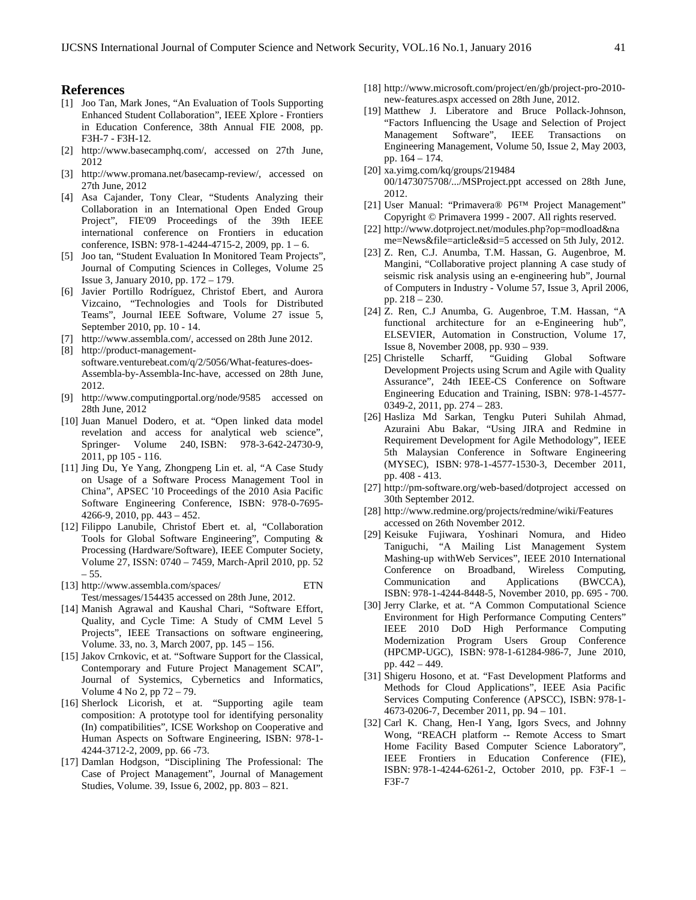## References

[1] Joo Tan, Mark Jones, "An Evaluation of Tools Supporting Enhanced Student Collaboration", IEEE Xplore - Frontiers in Education Conference, 38th Annual FIE 2008, pp. F3H-7 - F3H-12.

[2] http://www.basecamphq.com/, accessed on 27th June, 2012

[3] http://www.promana.net/basecamp-review/, accessed on 27th June, 2012

[4] Asa Cajander, Tony Clear, "Students Analyzing their Collaboration in an International Open Ended Group Project", FIE'09 Proceedings of the 39th IEEE international conference on Frontiers in education conference, ISBN: 978-1-4244-4715-2, 2009, pp. 1 – 6.

[5] Joo tan, "Student Evaluation In Monitored Team Projects", Journal of Computing Sciences in Colleges, Volume 25 Issue 3, January 2010, pp. 172 – 179.

[6] Javier Portillo Rodríguez, Christof Ebert, and Aurora Vizcaino, "Technologies and Tools for Distributed Teams", Journal IEEE Software, Volume 27 issue 5, September 2010, pp. 10 - 14.

[7] http://www.assembla.com/, accessed on 28th June 2012.

[8] http://product-management-software.venturebeat.com/q/2/5056/What-features-does-Assembla-by-Assembla-Inc-have, accessed on 28th June, 2012.

[9] http://www.computingportal.org/node/9585 accessed on 28th June, 2012

[10] Juan Manuel Dodero, et at. "Open linked data model revelation and access for analytical web science", Springer- Volume 240, ISBN: 978-3-642-24730-9, 2011, pp 105 - 116.

[11] Jing Du, Ye Yang, Zhongpeng Lin et. al, "A Case Study on Usage of a Software Process Management Tool in China", APSEC '10 Proceedings of the 2010 Asia Pacific Software Engineering Conference, ISBN: 978-0-7695-4266-9, 2010, pp. 443 – 452.

[12] Filippo Lanubile, Christof Ebert et. al, "Collaboration Tools for Global Software Engineering", Computing & Processing (Hardware/Software), IEEE Computer Society, Volume 27, ISSN: 0740 – 7459, March-April 2010, pp. 52 – 55.

[13] http://www.assembla.com/spaces/ ETN Test/messages/154435 accessed on 28th June, 2012.

[14] Manish Agrawal and Kaushal Chari, "Software Effort, Quality, and Cycle Time: A Study of CMM Level 5 Projects", IEEE Transactions on software engineering, Volume. 33, no. 3, March 2007, pp. 145 – 156.

[15] Jakov Crnkovic, et at. "Software Support for the Classical, Contemporary and Future Project Management SCAI", Journal of Systemics, Cybernetics and Informatics, Volume 4 No 2, pp 72 – 79.

[16] Sherlock Licorish, et at. "Supporting agile team composition: A prototype tool for identifying personality (In) compatibilities", ICSE Workshop on Cooperative and Human Aspects on Software Engineering, ISBN: 978-1-4244-3712-2, 2009, pp. 66 -73.

[17] Damlan Hodgson, "Disciplining The Professional: The Case of Project Management", Journal of Management Studies, Volume. 39, Issue 6, 2002, pp. 803 – 821.

[18] http://www.microsoft.com/project/en/gb/project-pro-2010-new-features.aspx accessed on 28th June, 2012.

[19] Matthew J. Liberatore and Bruce Pollack-Johnson, "Factors Influencing the Usage and Selection of Project Management Software", IEEE Transactions on Engineering Management, Volume 50, Issue 2, May 2003, pp. 164 – 174.

[20] xa.yimg.com/kq/groups/219484 00/1473075708/.../MSProject.ppt accessed on 28th June, 2012.

[21] User Manual: "Primavera® P6™ Project Management" Copyright © Primavera 1999 - 2007. All rights reserved.

[22] http://www.dotproject.net/modules.php?op=modload&name=News&file=article&sid=5 accessed on 5th July, 2012.

[23] Z. Ren, C.J. Anumba, T.M. Hassan, G. Augenbroe, M. Mangini, "Collaborative project planning A case study of seismic risk analysis using an e-engineering hub", Journal of Computers in Industry - Volume 57, Issue 3, April 2006, pp. 218 – 230.

[24] Z. Ren, C.J Anumba, G. Augenbroe, T.M. Hassan, "A functional architecture for an e-Engineering hub", ELSEVIER, Automation in Construction, Volume 17, Issue 8, November 2008, pp. 930 – 939.

[25] Christelle Scharff, "Guiding Global Software Development Projects using Scrum and Agile with Quality Assurance", 24th IEEE-CS Conference on Software Engineering Education and Training, ISBN: 978-1-4577-0349-2, 2011, pp. 274 – 283.

[26] Hasliza Md Sarkan, Tengku Puteri Suhilah Ahmad, Azuraini Abu Bakar, "Using JIRA and Redmine in Requirement Development for Agile Methodology", IEEE 5th Malaysian Conference in Software Engineering (MYSEC), ISBN: 978-1-4577-1530-3, December 2011, pp. 408 - 413.

[27] http://pm-software.org/web-based/dotproject accessed on 30th September 2012.

[28] http://www.redmine.org/projects/redmine/wiki/Features accessed on 26th November 2012.

[29] Keisuke Fujiwara, Yoshinari Nomura, and Hideo Taniguchi, "A Mailing List Management System Mashing-up withWeb Services", IEEE 2010 International Conference on Broadband, Wireless Computing, Communication and Applications (BWCCA), ISBN: 978-1-4244-8448-5, November 2010, pp. 695 - 700.

[30] Jerry Clarke, et at. "A Common Computational Science Environment for High Performance Computing Centers" IEEE 2010 DoD High Performance Computing Modernization Program Users Group Conference (HPCMP-UGC), ISBN: 978-1-61284-986-7, June 2010, pp. 442 – 449.

[31] Shigeru Hosono, et at. "Fast Development Platforms and Methods for Cloud Applications", IEEE Asia Pacific Services Computing Conference (APSCC), ISBN: 978-1-4673-0206-7, December 2011, pp. 94 – 101.

[32] Carl K. Chang, Hen-I Yang, Igors Svecs, and Johnny Wong, "REACH platform -- Remote Access to Smart Home Facility Based Computer Science Laboratory", IEEE Frontiers in Education Conference (FIE), ISBN: 978-1-4244-6261-2, October 2010, pp. F3F-1 – F3F-7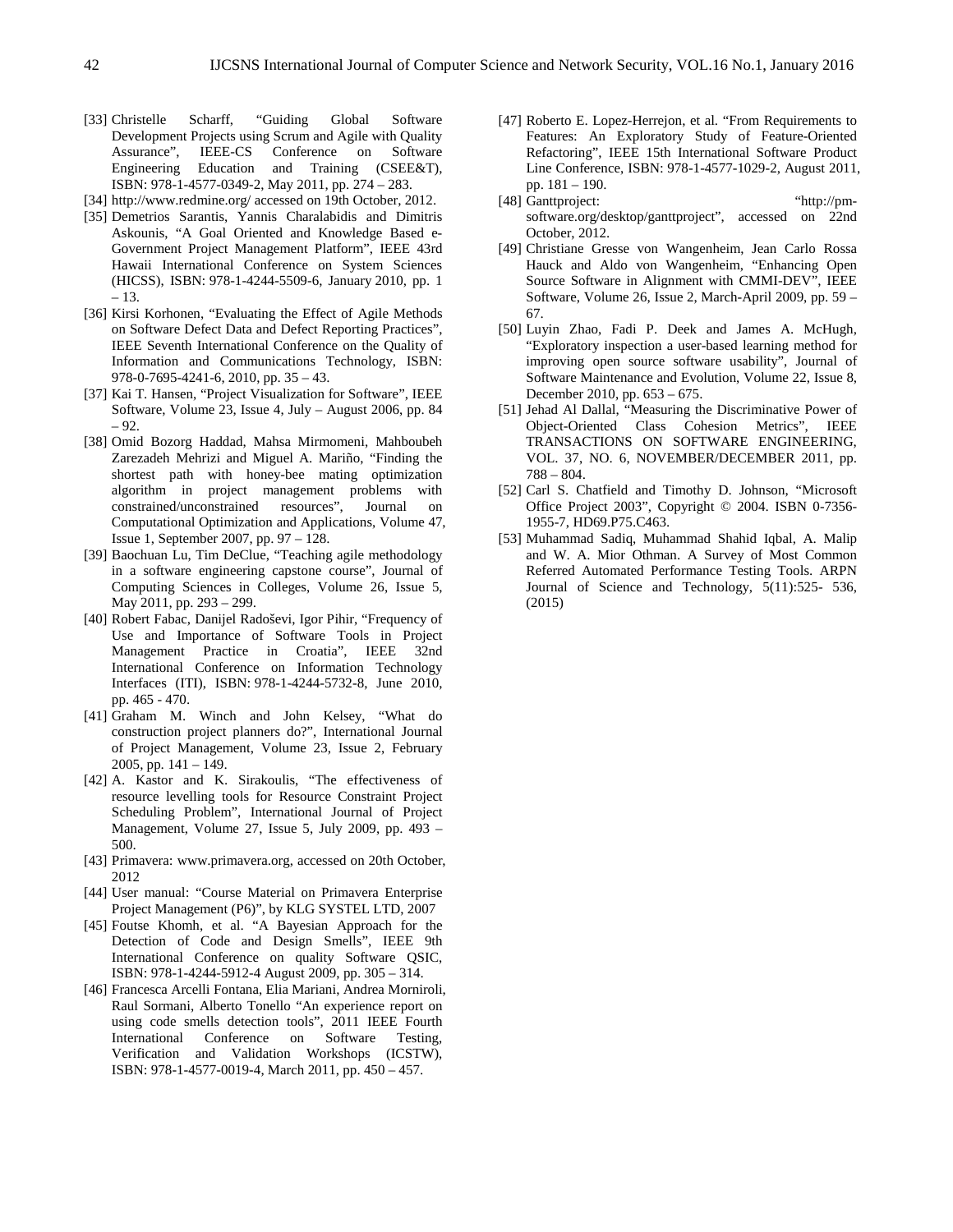[33] Christelle Scharff, "Guiding Global Software Development Projects using Scrum and Agile with Quality Assurance", IEEE-CS Conference on Software Engineering Education and Training (CSEE&T), ISBN: 978-1-4577-0349-2, May 2011, pp. 274 – 283.

[34] http://www.redmine.org/ accessed on 19th October, 2012.

[35] Demetrios Sarantis, Yannis Charalabidis and Dimitris Askounis, "A Goal Oriented and Knowledge Based e-Government Project Management Platform", IEEE 43rd Hawaii International Conference on System Sciences (HICSS), ISBN: 978-1-4244-5509-6, January 2010, pp. 1 – 13.

[36] Kirsi Korhonen, "Evaluating the Effect of Agile Methods on Software Defect Data and Defect Reporting Practices", IEEE Seventh International Conference on the Quality of Information and Communications Technology, ISBN: 978-0-7695-4241-6, 2010, pp. 35 – 43.

[37] Kai T. Hansen, "Project Visualization for Software", IEEE Software, Volume 23, Issue 4, July – August 2006, pp. 84 – 92.

[38] Omid Bozorg Haddad, Mahsa Mirmomeni, Mahboubeh Zarezadeh Mehrizi and Miguel A. Mariño, "Finding the shortest path with honey-bee mating optimization algorithm in project management problems with constrained/unconstrained resources", Journal on Computational Optimization and Applications, Volume 47, Issue 1, September 2007, pp. 97 – 128.

[39] Baochuan Lu, Tim DeClue, "Teaching agile methodology in a software engineering capstone course", Journal of Computing Sciences in Colleges, Volume 26, Issue 5, May 2011, pp. 293 – 299.

[40] Robert Fabac, Danijel Radoševi, Igor Pihir, "Frequency of Use and Importance of Software Tools in Project Management Practice in Croatia", IEEE 32nd International Conference on Information Technology Interfaces (ITI), ISBN: 978-1-4244-5732-8, June 2010, pp. 465 - 470.

[41] Graham M. Winch and John Kelsey, "What do construction project planners do?", International Journal of Project Management, Volume 23, Issue 2, February 2005, pp. 141 – 149.

[42] A. Kastor and K. Sirakoulis, "The effectiveness of resource levelling tools for Resource Constraint Project Scheduling Problem", International Journal of Project Management, Volume 27, Issue 5, July 2009, pp. 493 – 500.

[43] Primavera: www.primavera.org, accessed on 20th October, 2012

[44] User manual: "Course Material on Primavera Enterprise Project Management (P6)", by KLG SYSTEL LTD, 2007

[45] Foutse Khomh, et al. "A Bayesian Approach for the Detection of Code and Design Smells", IEEE 9th International Conference on quality Software QSIC, ISBN: 978-1-4244-5912-4 August 2009, pp. 305 – 314.

[46] Francesca Arcelli Fontana, Elia Mariani, Andrea Morniroli, Raul Sormani, Alberto Tonello "An experience report on using code smells detection tools", 2011 IEEE Fourth International Conference on Software Testing, Verification and Validation Workshops (ICSTW), ISBN: 978-1-4577-0019-4, March 2011, pp. 450 – 457.

[47] Roberto E. Lopez-Herrejon, et al. "From Requirements to Features: An Exploratory Study of Feature-Oriented Refactoring", IEEE 15th International Software Product Line Conference, ISBN: 978-1-4577-1029-2, August 2011, pp. 181 – 190.

[48] Ganttproject: "http://pm-software.org/desktop/ganttproject", accessed on 22nd October, 2012.

[49] Christiane Gresse von Wangenheim, Jean Carlo Rossa Hauck and Aldo von Wangenheim, "Enhancing Open Source Software in Alignment with CMMI-DEV", IEEE Software, Volume 26, Issue 2, March-April 2009, pp. 59 – 67.

[50] Luyin Zhao, Fadi P. Deek and James A. McHugh, "Exploratory inspection a user-based learning method for improving open source software usability", Journal of Software Maintenance and Evolution, Volume 22, Issue 8, December 2010, pp. 653 – 675.

[51] Jehad Al Dallal, "Measuring the Discriminative Power of Object-Oriented Class Cohesion Metrics", IEEE TRANSACTIONS ON SOFTWARE ENGINEERING, VOL. 37, NO. 6, NOVEMBER/DECEMBER 2011, pp. 788 – 804.

[52] Carl S. Chatfield and Timothy D. Johnson, "Microsoft Office Project 2003", Copyright © 2004. ISBN 0-7356-1955-7, HD69.P75.C463.

[53] Muhammad Sadiq, Muhammad Shahid Iqbal, A. Malip and W. A. Mior Othman. A Survey of Most Common Referred Automated Performance Testing Tools. ARPN Journal of Science and Technology, 5(11):525- 536, (2015)